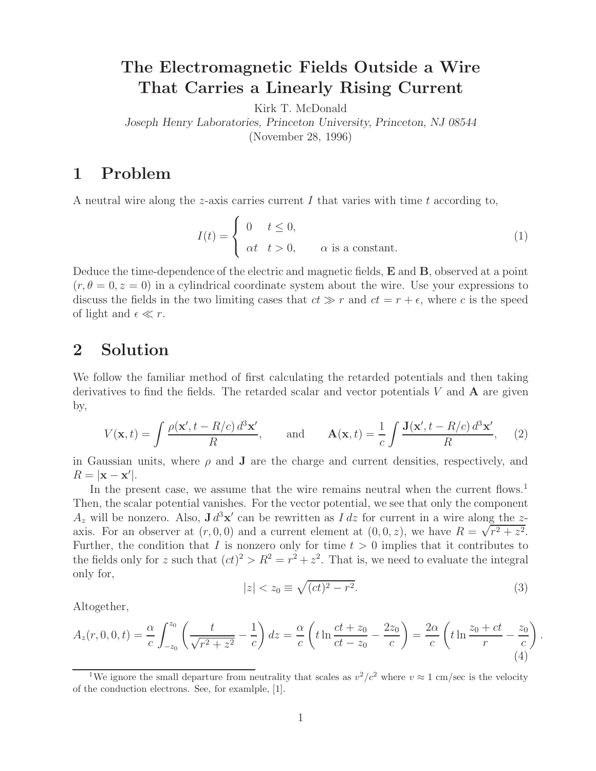# The Electromagnetic Fields Outside a Wire That Carries a Linearly Rising Current

Kirk T. McDonald

*Joseph Henry Laboratories, Princeton University, Princeton, NJ 08544*

(November 28, 1996)

## 1 Problem

A neutral wire along the $z$-axis carries current $I$ that varies with time $t$ according to,

$$I(t) = \begin{cases} 0 & t \leq 0, \\ \alpha t & t > 0, \qquad \alpha \text{ is a constant.} \end{cases} \tag{1}$$

Deduce the time-dependence of the electric and magnetic fields, $\mathbf{E}$ and $\mathbf{B}$, observed at a point $(r, \theta = 0, z = 0)$ in a cylindrical coordinate system about the wire. Use your expressions to discuss the fields in the two limiting cases that $ct \gg r$ and $ct = r + \epsilon$, where $c$ is the speed of light and $\epsilon \ll r$.

## 2 Solution

We follow the familiar method of first calculating the retarded potentials and then taking derivatives to find the fields. The retarded scalar and vector potentials $V$ and $\mathbf{A}$ are given by,

$$V(\mathbf{x}, t) = \int \frac{\rho(\mathbf{x}', t - R/c)\, d^3\mathbf{x}'}{R}, \qquad \text{and} \qquad \mathbf{A}(\mathbf{x}, t) = \frac{1}{c} \int \frac{\mathbf{J}(\mathbf{x}', t - R/c)\, d^3\mathbf{x}'}{R}, \tag{2}$$

in Gaussian units, where $\rho$ and $\mathbf{J}$ are the charge and current densities, respectively, and $R = |\mathbf{x} - \mathbf{x}'|$.

In the present case, we assume that the wire remains neutral when the current flows.[1] Then, the scalar potential vanishes. For the vector potential, we see that only the component $A_z$ will be nonzero. Also, $\mathbf{J}\, d^3\mathbf{x}'$ can be rewritten as $I\, dz$ for current in a wire along the $z$-axis. For an observer at $(r, 0, 0)$ and a current element at $(0, 0, z)$, we have $R = \sqrt{r^2 + z^2}$. Further, the condition that $I$ is nonzero only for time $t > 0$ implies that it contributes to the fields only for $z$ such that $(ct)^2 > R^2 = r^2 + z^2$. That is, we need to evaluate the integral only for,

$$|z| < z_0 \equiv \sqrt{(ct)^2 - r^2}. \tag{3}$$

Altogether,

$$A_z(r, 0, 0, t) = \frac{\alpha}{c} \int_{-z_0}^{z_0} \left( \frac{t}{\sqrt{r^2 + z^2}} - \frac{1}{c} \right) dz = \frac{\alpha}{c} \left( t \ln \frac{ct + z_0}{ct - z_0} - \frac{2z_0}{c} \right) = \frac{2\alpha}{c} \left( t \ln \frac{z_0 + ct}{r} - \frac{z_0}{c} \right). \tag{4}$$

[1] We ignore the small departure from neutrality that scales as $v^2/c^2$ where $v \approx 1$ cm/sec is the velocity of the conduction electrons. See, for examlple, [1].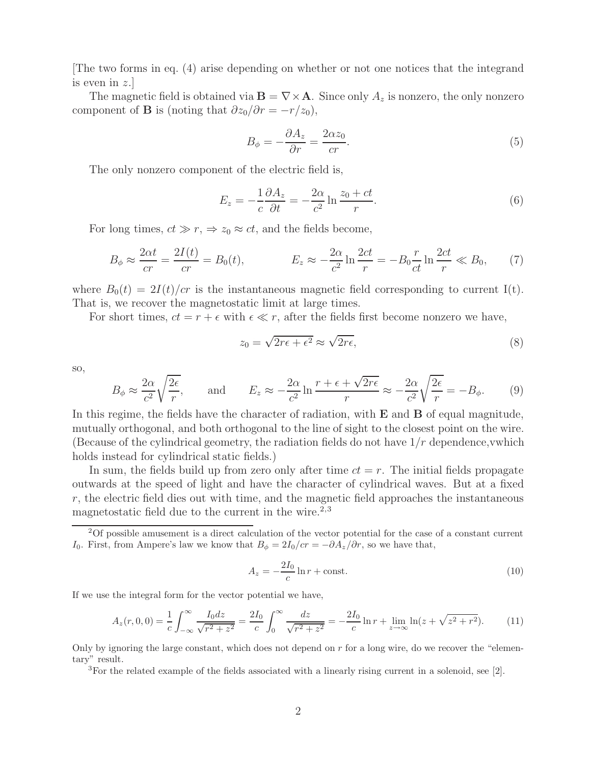[The two forms in eq. (4) arise depending on whether or not one notices that the integrand is even in $z$.]

The magnetic field is obtained via $\mathbf{B} = \nabla \times \mathbf{A}$. Since only $A_z$ is nonzero, the only nonzero component of $\mathbf{B}$ is (noting that $\partial z_0/\partial r = -r/z_0$),

$$B_\phi = -\frac{\partial A_z}{\partial r} = \frac{2\alpha z_0}{cr}. \tag{5}$$

The only nonzero component of the electric field is,

$$E_z = -\frac{1}{c}\frac{\partial A_z}{\partial t} = -\frac{2\alpha}{c^2}\ln\frac{z_0 + ct}{r}. \tag{6}$$

For long times, $ct \gg r$, $\Rightarrow z_0 \approx ct$, and the fields become,

$$B_\phi \approx \frac{2\alpha t}{cr} = \frac{2I(t)}{cr} = B_0(t), \qquad E_z \approx -\frac{2\alpha}{c^2}\ln\frac{2ct}{r} = -B_0\frac{r}{ct}\ln\frac{2ct}{r} \ll B_0, \tag{7}$$

where $B_0(t) = 2I(t)/cr$ is the instantaneous magnetic field corresponding to current I(t). That is, we recover the magnetostatic limit at large times.

For short times, $ct = r + \epsilon$ with $\epsilon \ll r$, after the fields first become nonzero we have,

$$z_0 = \sqrt{2r\epsilon + \epsilon^2} \approx \sqrt{2r\epsilon}, \tag{8}$$

so,

$$B_\phi \approx \frac{2\alpha}{c^2}\sqrt{\frac{2\epsilon}{r}}, \qquad \text{and} \qquad E_z \approx -\frac{2\alpha}{c^2}\ln\frac{r + \epsilon + \sqrt{2r\epsilon}}{r} \approx -\frac{2\alpha}{c^2}\sqrt{\frac{2\epsilon}{r}} = -B_\phi. \tag{9}$$

In this regime, the fields have the character of radiation, with $\mathbf{E}$ and $\mathbf{B}$ of equal magnitude, mutually orthogonal, and both orthogonal to the line of sight to the closest point on the wire. (Because of the cylindrical geometry, the radiation fields do not have $1/r$ dependence,vwhich holds instead for cylindrical static fields.)

In sum, the fields build up from zero only after time $ct = r$. The initial fields propagate outwards at the speed of light and have the character of cylindrical waves. But at a fixed $r$, the electric field dies out with time, and the magnetic field approaches the instantaneous magnetostatic field due to the current in the wire.[2,3]

---

[2]Of possible amusement is a direct calculation of the vector potential for the case of a constant current $I_0$. First, from Ampere's law we know that $B_\phi = 2I_0/cr = -\partial A_z/\partial r$, so we have that,

$$A_z = -\frac{2I_0}{c}\ln r + \text{const.} \tag{10}$$

If we use the integral form for the vector potential we have,

$$A_z(r,0,0) = \frac{1}{c}\int_{-\infty}^{\infty}\frac{I_0\,dz}{\sqrt{r^2+z^2}} = \frac{2I_0}{c}\int_0^{\infty}\frac{dz}{\sqrt{r^2+z^2}} = -\frac{2I_0}{c}\ln r + \lim_{z\to\infty}\ln(z + \sqrt{z^2+r^2}). \tag{11}$$

Only by ignoring the large constant, which does not depend on $r$ for a long wire, do we recover the "elementary" result.

[3]For the related example of the fields associated with a linearly rising current in a solenoid, see [2].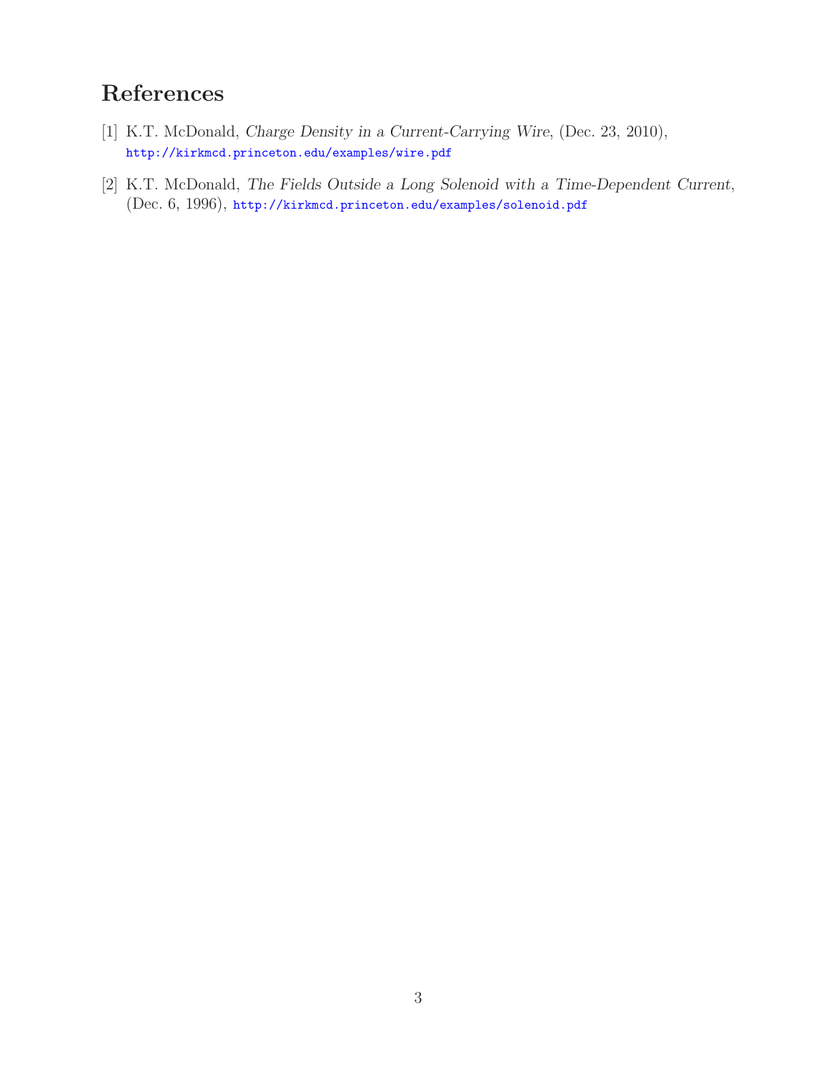# References

[1] K.T. McDonald, *Charge Density in a Current-Carrying Wire*, (Dec. 23, 2010), http://kirkmcd.princeton.edu/examples/wire.pdf

[2] K.T. McDonald, *The Fields Outside a Long Solenoid with a Time-Dependent Current*, (Dec. 6, 1996), http://kirkmcd.princeton.edu/examples/solenoid.pdf